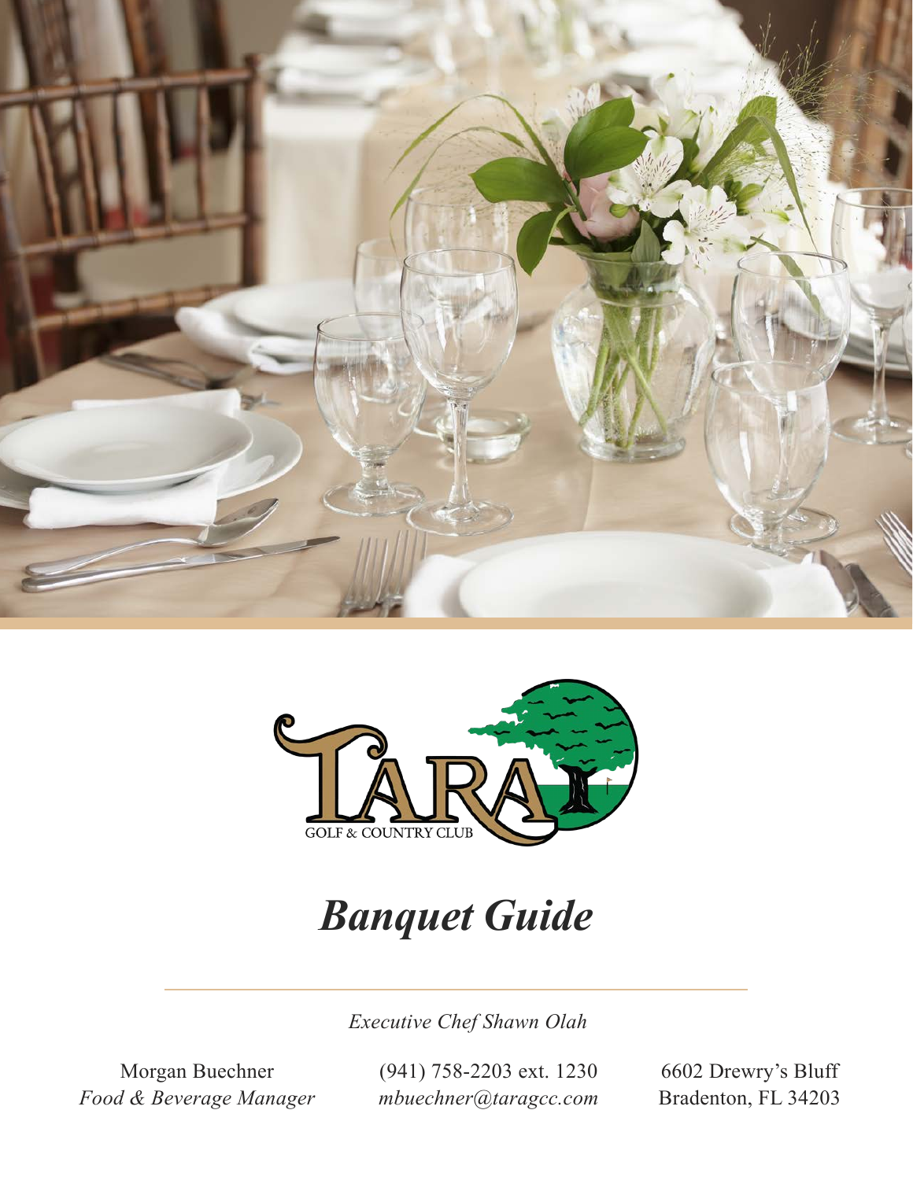TARA GOLF & COUNTRY CLUB

# *Banquet Guide*

*Executive Chef Shawn Olah*

Morgan Buechner
*Food & Beverage Manager*

(941) 758-2203 ext. 1230
*mbuechner@taragcc.com*

6602 Drewry's Bluff
Bradenton, FL 34203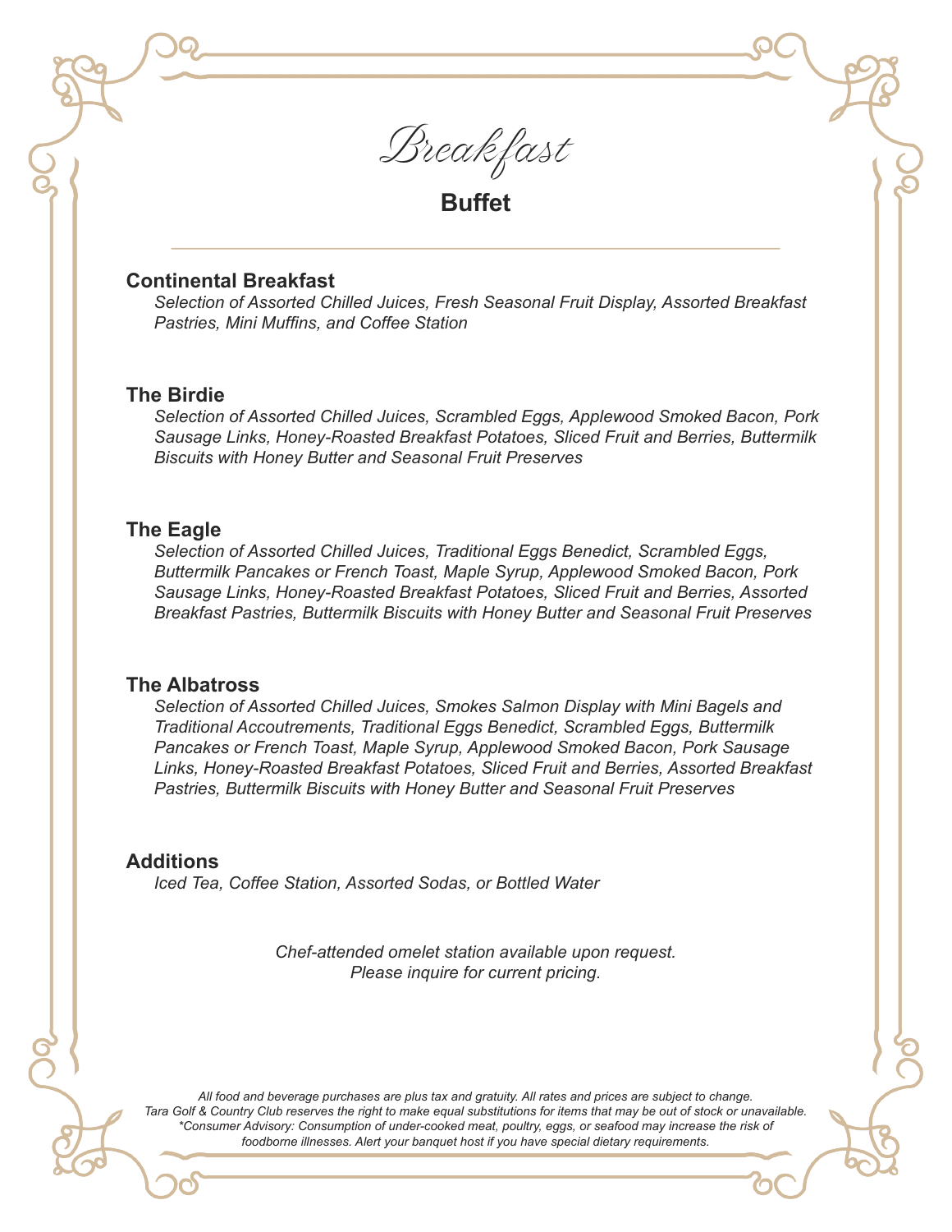# Breakfast

## Buffet

---

### Continental Breakfast

*Selection of Assorted Chilled Juices, Fresh Seasonal Fruit Display, Assorted Breakfast Pastries, Mini Muffins, and Coffee Station*

### The Birdie

*Selection of Assorted Chilled Juices, Scrambled Eggs, Applewood Smoked Bacon, Pork Sausage Links, Honey-Roasted Breakfast Potatoes, Sliced Fruit and Berries, Buttermilk Biscuits with Honey Butter and Seasonal Fruit Preserves*

### The Eagle

*Selection of Assorted Chilled Juices, Traditional Eggs Benedict, Scrambled Eggs, Buttermilk Pancakes or French Toast, Maple Syrup, Applewood Smoked Bacon, Pork Sausage Links, Honey-Roasted Breakfast Potatoes, Sliced Fruit and Berries, Assorted Breakfast Pastries, Buttermilk Biscuits with Honey Butter and Seasonal Fruit Preserves*

### The Albatross

*Selection of Assorted Chilled Juices, Smokes Salmon Display with Mini Bagels and Traditional Accoutrements, Traditional Eggs Benedict, Scrambled Eggs, Buttermilk Pancakes or French Toast, Maple Syrup, Applewood Smoked Bacon, Pork Sausage Links, Honey-Roasted Breakfast Potatoes, Sliced Fruit and Berries, Assorted Breakfast Pastries, Buttermilk Biscuits with Honey Butter and Seasonal Fruit Preserves*

### Additions

*Iced Tea, Coffee Station, Assorted Sodas, or Bottled Water*

*Chef-attended omelet station available upon request.*
*Please inquire for current pricing.*

*All food and beverage purchases are plus tax and gratuity. All rates and prices are subject to change. Tara Golf & Country Club reserves the right to make equal substitutions for items that may be out of stock or unavailable. *Consumer Advisory: Consumption of under-cooked meat, poultry, eggs, or seafood may increase the risk of foodborne illnesses. Alert your banquet host if you have special dietary requirements.*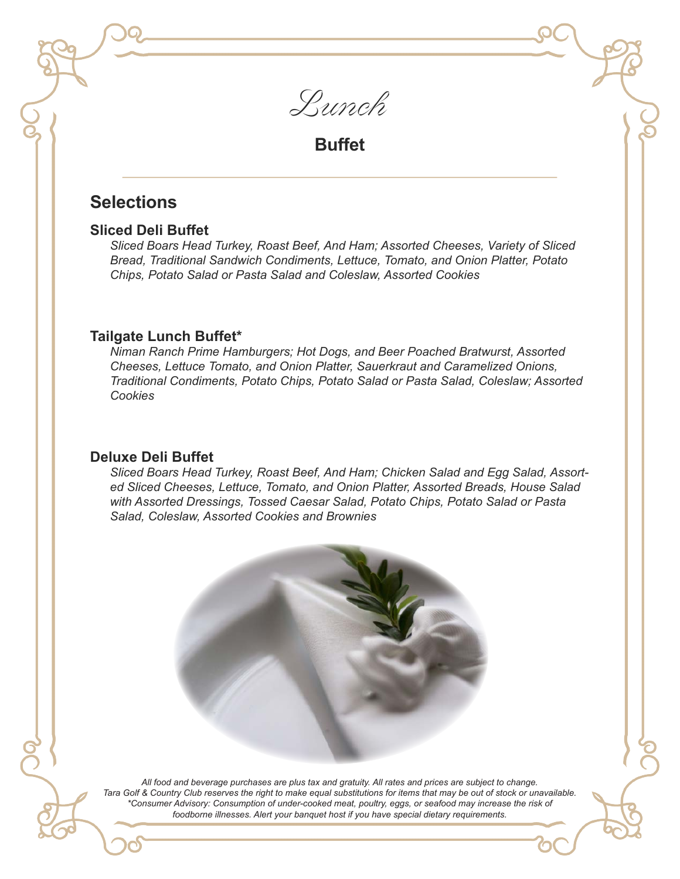# Lunch

## Buffet

---

## Selections

### Sliced Deli Buffet

*Sliced Boars Head Turkey, Roast Beef, And Ham; Assorted Cheeses, Variety of Sliced Bread, Traditional Sandwich Condiments, Lettuce, Tomato, and Onion Platter, Potato Chips, Potato Salad or Pasta Salad and Coleslaw, Assorted Cookies*

### Tailgate Lunch Buffet*

*Niman Ranch Prime Hamburgers; Hot Dogs, and Beer Poached Bratwurst, Assorted Cheeses, Lettuce Tomato, and Onion Platter, Sauerkraut and Caramelized Onions, Traditional Condiments, Potato Chips, Potato Salad or Pasta Salad, Coleslaw; Assorted Cookies*

### Deluxe Deli Buffet

*Sliced Boars Head Turkey, Roast Beef, And Ham; Chicken Salad and Egg Salad, Assorted Sliced Cheeses, Lettuce, Tomato, and Onion Platter, Assorted Breads, House Salad with Assorted Dressings, Tossed Caesar Salad, Potato Chips, Potato Salad or Pasta Salad, Coleslaw, Assorted Cookies and Brownies*

*All food and beverage purchases are plus tax and gratuity. All rates and prices are subject to change. Tara Golf & Country Club reserves the right to make equal substitutions for items that may be out of stock or unavailable. *Consumer Advisory: Consumption of under-cooked meat, poultry, eggs, or seafood may increase the risk of foodborne illnesses. Alert your banquet host if you have special dietary requirements.*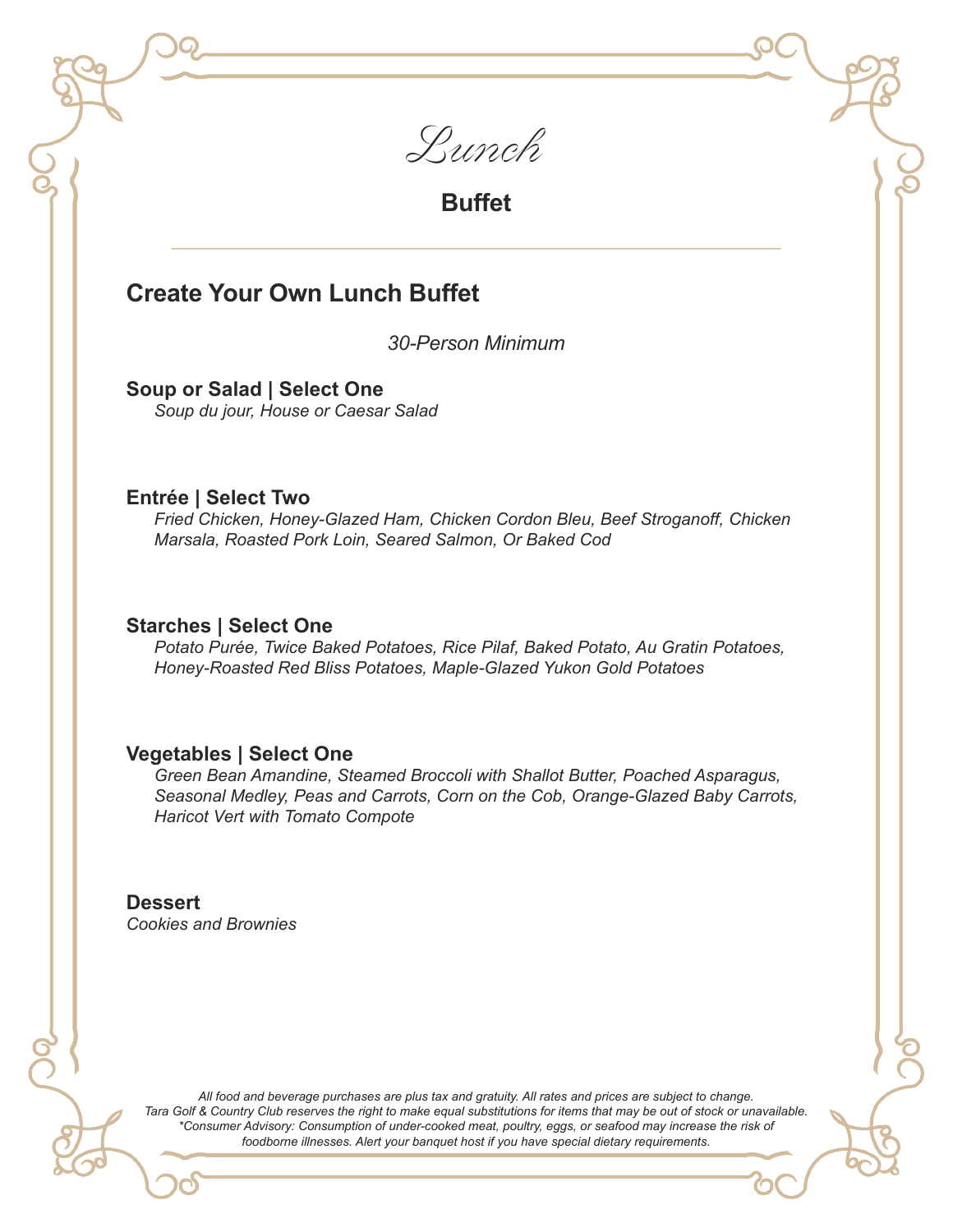# Lunch

## Buffet

## Create Your Own Lunch Buffet

*30-Person Minimum*

**Soup or Salad | Select One**
*Soup du jour, House or Caesar Salad*

**Entrée | Select Two**
*Fried Chicken, Honey-Glazed Ham, Chicken Cordon Bleu, Beef Stroganoff, Chicken Marsala, Roasted Pork Loin, Seared Salmon, Or Baked Cod*

**Starches | Select One**
*Potato Purée, Twice Baked Potatoes, Rice Pilaf, Baked Potato, Au Gratin Potatoes, Honey-Roasted Red Bliss Potatoes, Maple-Glazed Yukon Gold Potatoes*

**Vegetables | Select One**
*Green Bean Amandine, Steamed Broccoli with Shallot Butter, Poached Asparagus, Seasonal Medley, Peas and Carrots, Corn on the Cob, Orange-Glazed Baby Carrots, Haricot Vert with Tomato Compote*

**Dessert**
*Cookies and Brownies*

*All food and beverage purchases are plus tax and gratuity. All rates and prices are subject to change. Tara Golf & Country Club reserves the right to make equal substitutions for items that may be out of stock or unavailable. *Consumer Advisory: Consumption of under-cooked meat, poultry, eggs, or seafood may increase the risk of foodborne illnesses. Alert your banquet host if you have special dietary requirements.*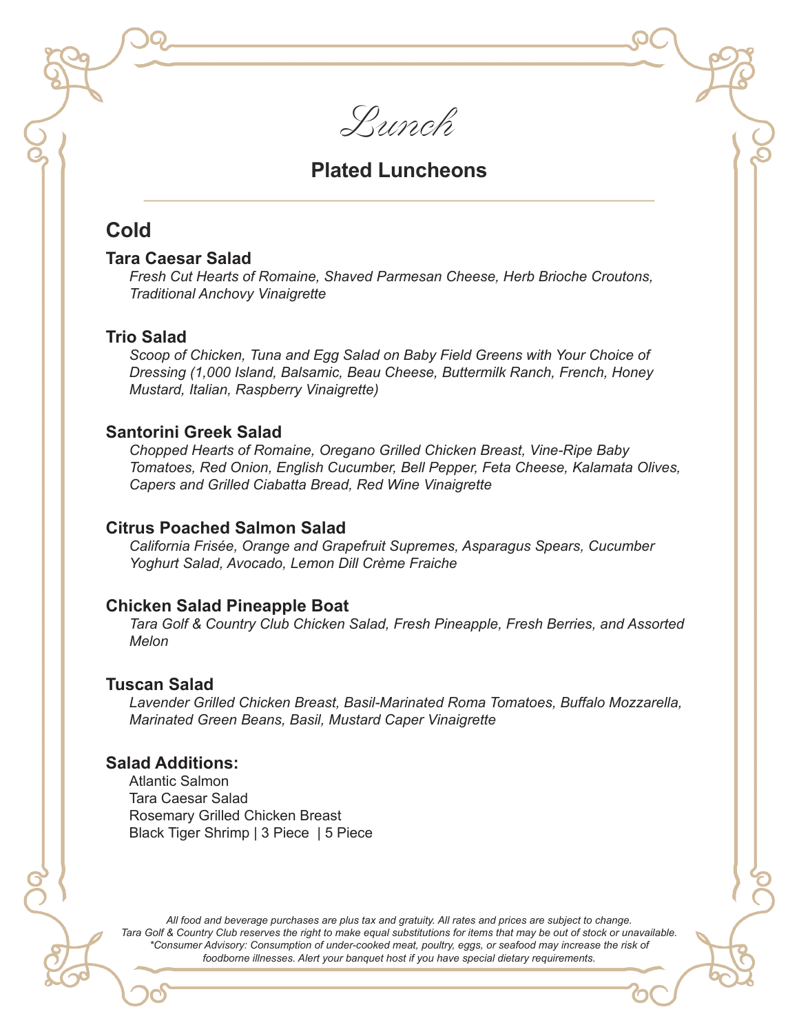# Lunch

## Plated Luncheons

### Cold

**Tara Caesar Salad**

*Fresh Cut Hearts of Romaine, Shaved Parmesan Cheese, Herb Brioche Croutons, Traditional Anchovy Vinaigrette*

**Trio Salad**

*Scoop of Chicken, Tuna and Egg Salad on Baby Field Greens with Your Choice of Dressing (1,000 Island, Balsamic, Beau Cheese, Buttermilk Ranch, French, Honey Mustard, Italian, Raspberry Vinaigrette)*

**Santorini Greek Salad**

*Chopped Hearts of Romaine, Oregano Grilled Chicken Breast, Vine-Ripe Baby Tomatoes, Red Onion, English Cucumber, Bell Pepper, Feta Cheese, Kalamata Olives, Capers and Grilled Ciabatta Bread, Red Wine Vinaigrette*

**Citrus Poached Salmon Salad**

*California Frisée, Orange and Grapefruit Supremes, Asparagus Spears, Cucumber Yoghurt Salad, Avocado, Lemon Dill Crème Fraiche*

**Chicken Salad Pineapple Boat**

*Tara Golf & Country Club Chicken Salad, Fresh Pineapple, Fresh Berries, and Assorted Melon*

**Tuscan Salad**

*Lavender Grilled Chicken Breast, Basil-Marinated Roma Tomatoes, Buffalo Mozzarella, Marinated Green Beans, Basil, Mustard Caper Vinaigrette*

**Salad Additions:**

Atlantic Salmon
Tara Caesar Salad
Rosemary Grilled Chicken Breast
Black Tiger Shrimp | 3 Piece | 5 Piece

*All food and beverage purchases are plus tax and gratuity. All rates and prices are subject to change. Tara Golf & Country Club reserves the right to make equal substitutions for items that may be out of stock or unavailable. \*Consumer Advisory: Consumption of under-cooked meat, poultry, eggs, or seafood may increase the risk of foodborne illnesses. Alert your banquet host if you have special dietary requirements.*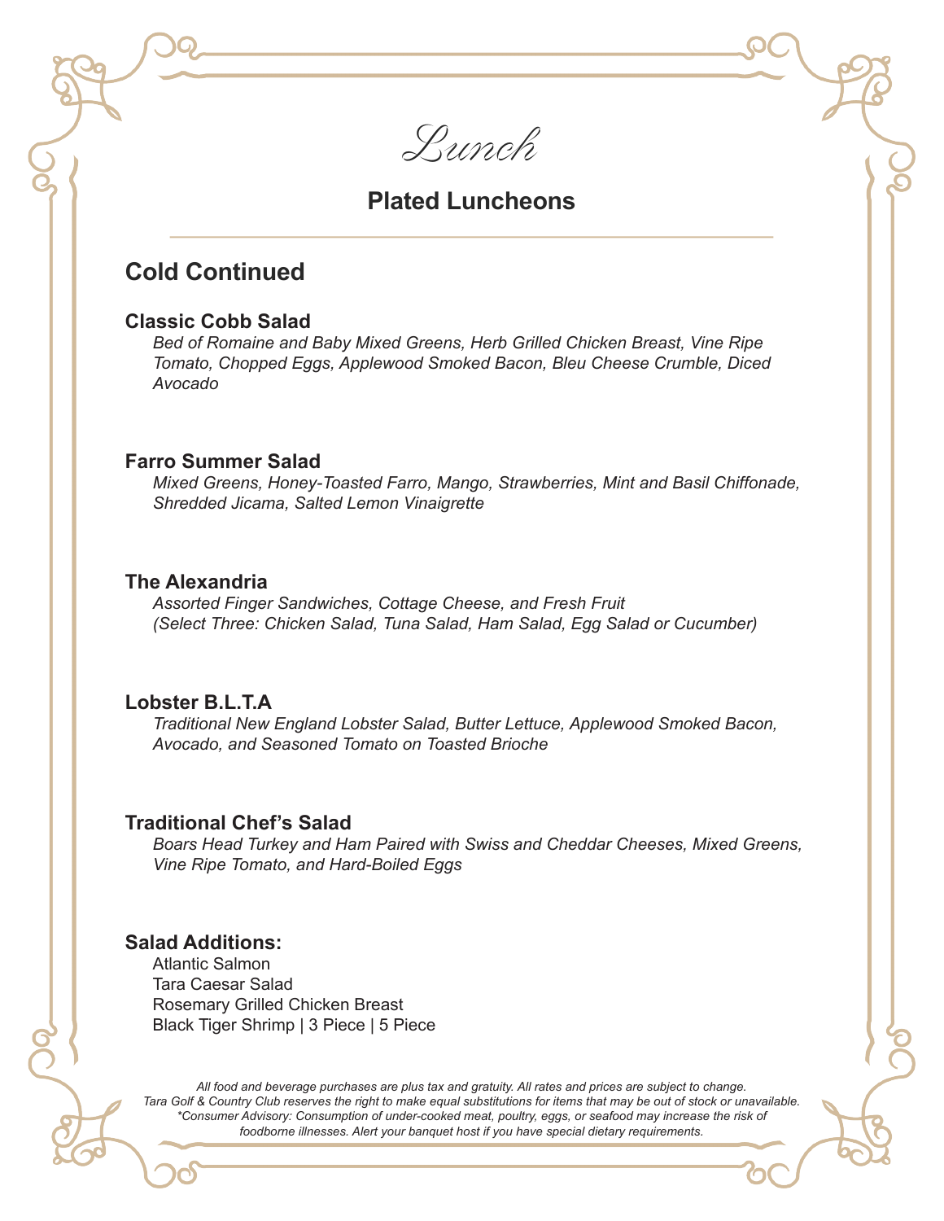# Lunch

## Plated Luncheons

## Cold Continued

### Classic Cobb Salad

*Bed of Romaine and Baby Mixed Greens, Herb Grilled Chicken Breast, Vine Ripe Tomato, Chopped Eggs, Applewood Smoked Bacon, Bleu Cheese Crumble, Diced Avocado*

### Farro Summer Salad

*Mixed Greens, Honey-Toasted Farro, Mango, Strawberries, Mint and Basil Chiffonade, Shredded Jicama, Salted Lemon Vinaigrette*

### The Alexandria

*Assorted Finger Sandwiches, Cottage Cheese, and Fresh Fruit*
*(Select Three: Chicken Salad, Tuna Salad, Ham Salad, Egg Salad or Cucumber)*

### Lobster B.L.T.A

*Traditional New England Lobster Salad, Butter Lettuce, Applewood Smoked Bacon, Avocado, and Seasoned Tomato on Toasted Brioche*

### Traditional Chef's Salad

*Boars Head Turkey and Ham Paired with Swiss and Cheddar Cheeses, Mixed Greens, Vine Ripe Tomato, and Hard-Boiled Eggs*

### Salad Additions:

Atlantic Salmon
Tara Caesar Salad
Rosemary Grilled Chicken Breast
Black Tiger Shrimp | 3 Piece | 5 Piece

*All food and beverage purchases are plus tax and gratuity. All rates and prices are subject to change. Tara Golf & Country Club reserves the right to make equal substitutions for items that may be out of stock or unavailable. *Consumer Advisory: Consumption of under-cooked meat, poultry, eggs, or seafood may increase the risk of foodborne illnesses. Alert your banquet host if you have special dietary requirements.*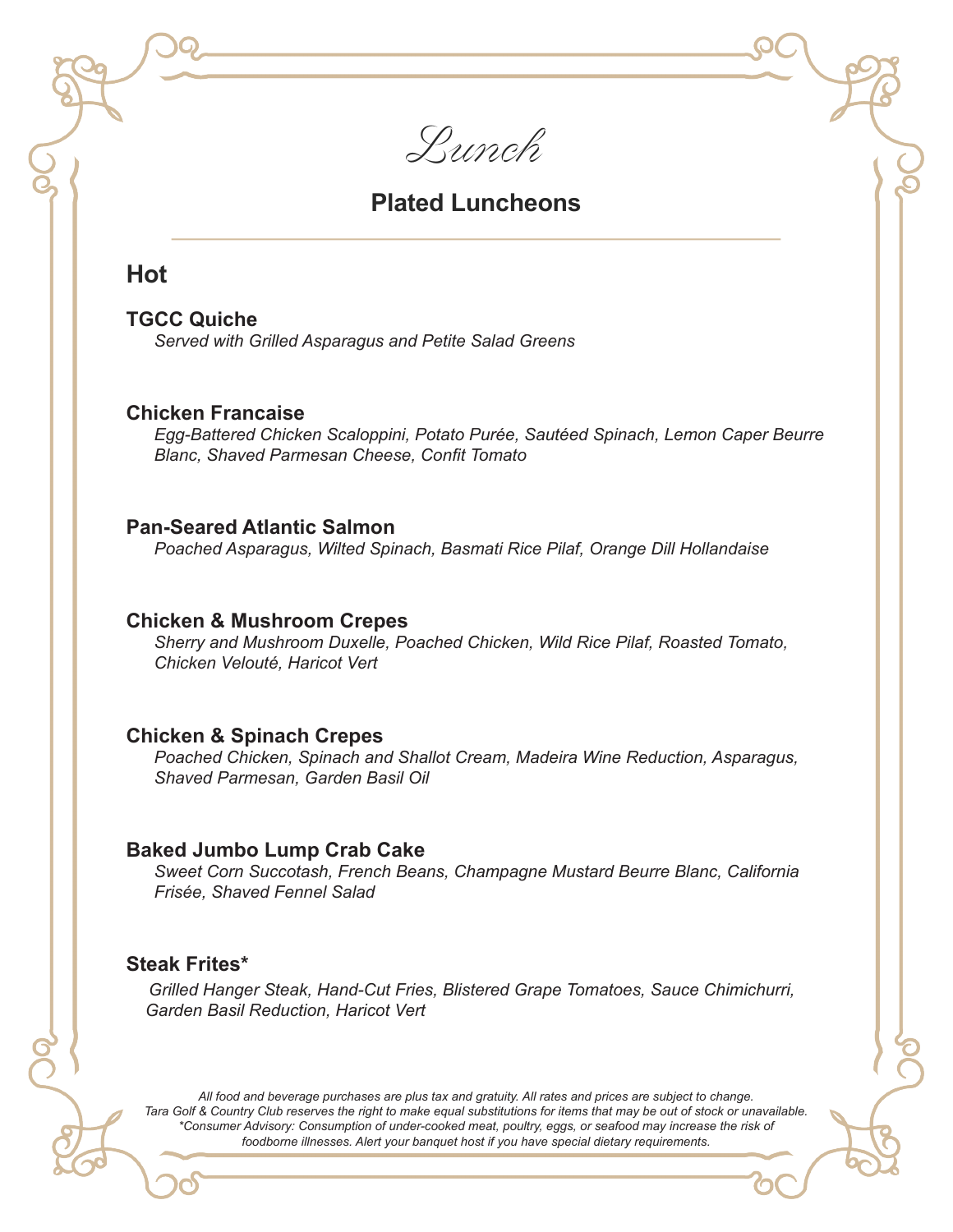# Lunch

## Plated Luncheons

### Hot

**TGCC Quiche**
*Served with Grilled Asparagus and Petite Salad Greens*

**Chicken Francaise**
*Egg-Battered Chicken Scaloppini, Potato Purée, Sautéed Spinach, Lemon Caper Beurre Blanc, Shaved Parmesan Cheese, Confit Tomato*

**Pan-Seared Atlantic Salmon**
*Poached Asparagus, Wilted Spinach, Basmati Rice Pilaf, Orange Dill Hollandaise*

**Chicken & Mushroom Crepes**
*Sherry and Mushroom Duxelle, Poached Chicken, Wild Rice Pilaf, Roasted Tomato, Chicken Velouté, Haricot Vert*

**Chicken & Spinach Crepes**
*Poached Chicken, Spinach and Shallot Cream, Madeira Wine Reduction, Asparagus, Shaved Parmesan, Garden Basil Oil*

**Baked Jumbo Lump Crab Cake**
*Sweet Corn Succotash, French Beans, Champagne Mustard Beurre Blanc, California Frisée, Shaved Fennel Salad*

**Steak Frites***
*Grilled Hanger Steak, Hand-Cut Fries, Blistered Grape Tomatoes, Sauce Chimichurri, Garden Basil Reduction, Haricot Vert*

*All food and beverage purchases are plus tax and gratuity. All rates and prices are subject to change. Tara Golf & Country Club reserves the right to make equal substitutions for items that may be out of stock or unavailable. *Consumer Advisory: Consumption of under-cooked meat, poultry, eggs, or seafood may increase the risk of foodborne illnesses. Alert your banquet host if you have special dietary requirements.*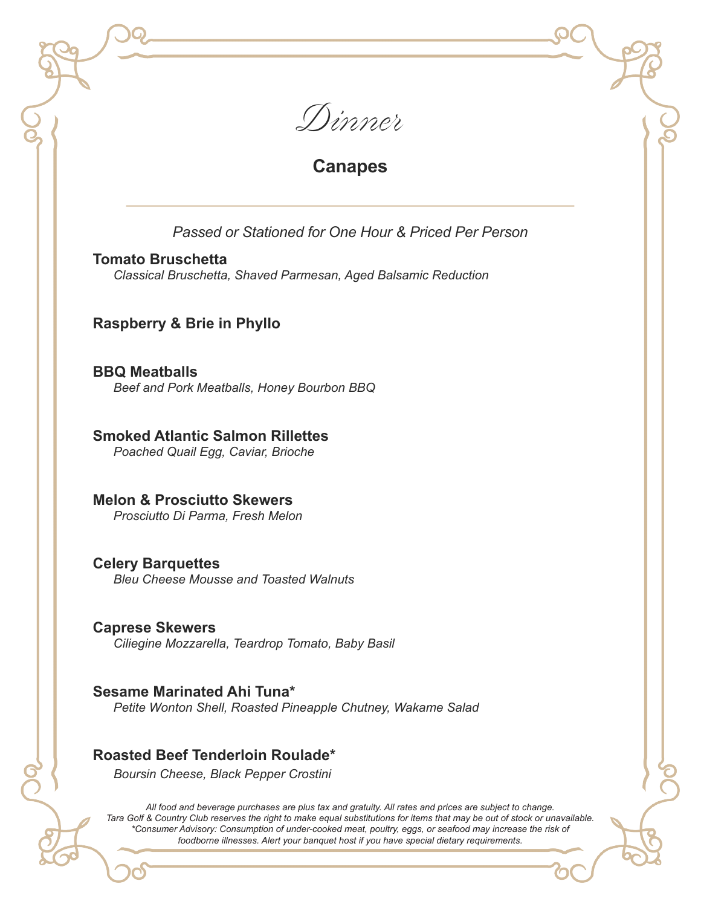# Dinner

## Canapes

*Passed or Stationed for One Hour & Priced Per Person*

**Tomato Bruschetta**
*Classical Bruschetta, Shaved Parmesan, Aged Balsamic Reduction*

**Raspberry & Brie in Phyllo**

**BBQ Meatballs**
*Beef and Pork Meatballs, Honey Bourbon BBQ*

**Smoked Atlantic Salmon Rillettes**
*Poached Quail Egg, Caviar, Brioche*

**Melon & Prosciutto Skewers**
*Prosciutto Di Parma, Fresh Melon*

**Celery Barquettes**
*Bleu Cheese Mousse and Toasted Walnuts*

**Caprese Skewers**
*Ciliegine Mozzarella, Teardrop Tomato, Baby Basil*

**Sesame Marinated Ahi Tuna***
*Petite Wonton Shell, Roasted Pineapple Chutney, Wakame Salad*

**Roasted Beef Tenderloin Roulade***
*Boursin Cheese, Black Pepper Crostini*

*All food and beverage purchases are plus tax and gratuity. All rates and prices are subject to change. Tara Golf & Country Club reserves the right to make equal substitutions for items that may be out of stock or unavailable. *Consumer Advisory: Consumption of under-cooked meat, poultry, eggs, or seafood may increase the risk of foodborne illnesses. Alert your banquet host if you have special dietary requirements.*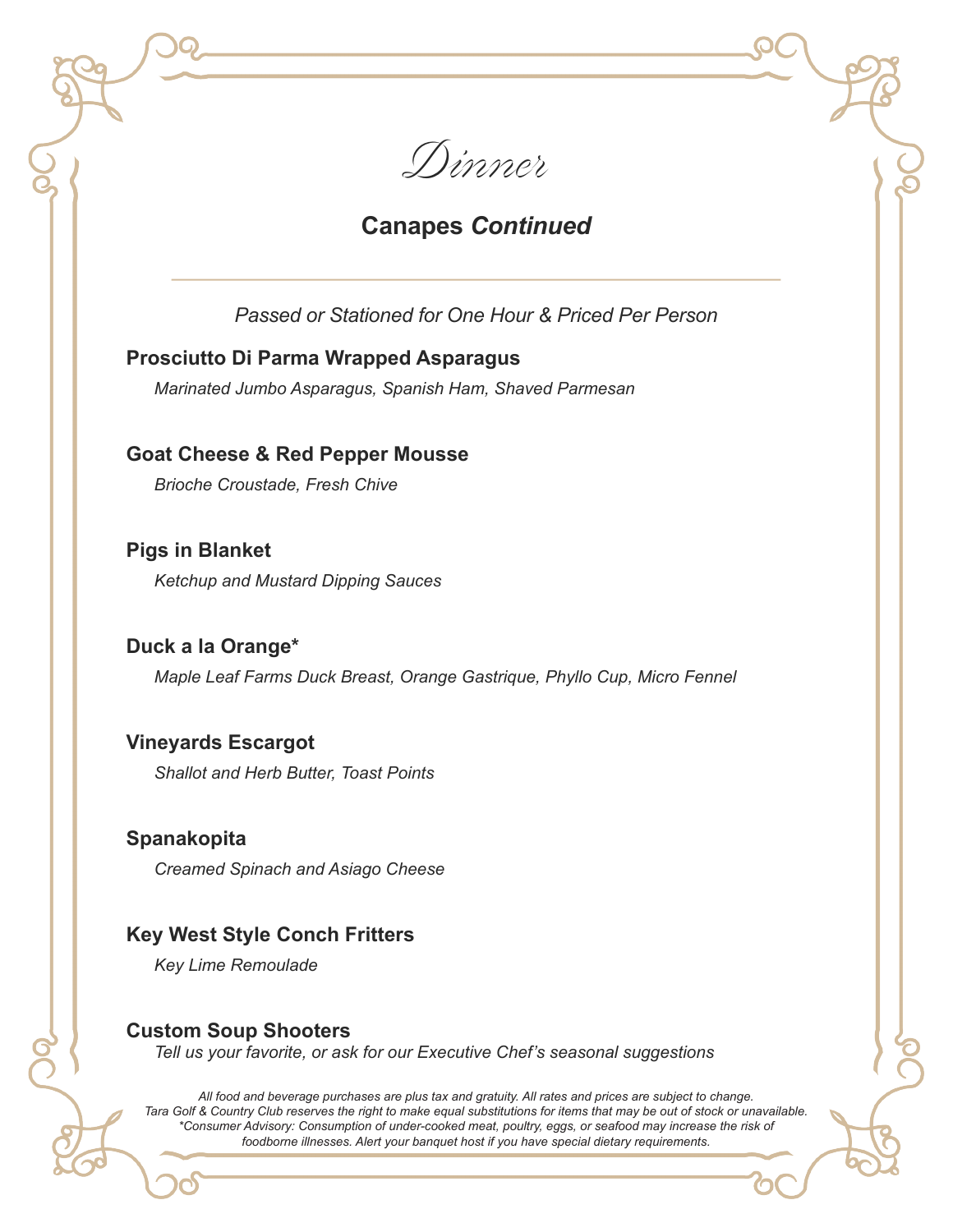# *Dinner*

## Canapes *Continued*

---

*Passed or Stationed for One Hour & Priced Per Person*

**Prosciutto Di Parma Wrapped Asparagus**

*Marinated Jumbo Asparagus, Spanish Ham, Shaved Parmesan*

**Goat Cheese & Red Pepper Mousse**

*Brioche Croustade, Fresh Chive*

**Pigs in Blanket**

*Ketchup and Mustard Dipping Sauces*

**Duck a la Orange***

*Maple Leaf Farms Duck Breast, Orange Gastrique, Phyllo Cup, Micro Fennel*

**Vineyards Escargot**

*Shallot and Herb Butter, Toast Points*

**Spanakopita**

*Creamed Spinach and Asiago Cheese*

**Key West Style Conch Fritters**

*Key Lime Remoulade*

**Custom Soup Shooters**

*Tell us your favorite, or ask for our Executive Chef's seasonal suggestions*

*All food and beverage purchases are plus tax and gratuity. All rates and prices are subject to change. Tara Golf & Country Club reserves the right to make equal substitutions for items that may be out of stock or unavailable. *Consumer Advisory: Consumption of under-cooked meat, poultry, eggs, or seafood may increase the risk of foodborne illnesses. Alert your banquet host if you have special dietary requirements.*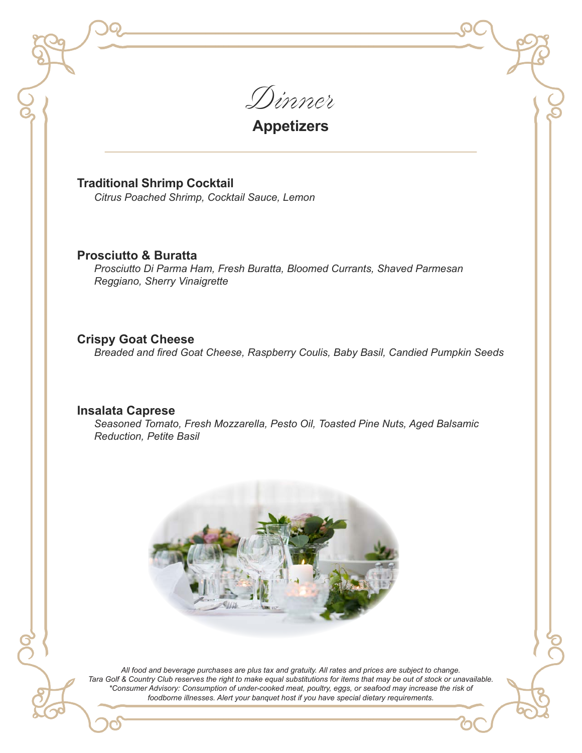# Dinner

## Appetizers

**Traditional Shrimp Cocktail**
*Citrus Poached Shrimp, Cocktail Sauce, Lemon*

**Prosciutto & Buratta**
*Prosciutto Di Parma Ham, Fresh Buratta, Bloomed Currants, Shaved Parmesan Reggiano, Sherry Vinaigrette*

**Crispy Goat Cheese**
*Breaded and fired Goat Cheese, Raspberry Coulis, Baby Basil, Candied Pumpkin Seeds*

**Insalata Caprese**
*Seasoned Tomato, Fresh Mozzarella, Pesto Oil, Toasted Pine Nuts, Aged Balsamic Reduction, Petite Basil*

*All food and beverage purchases are plus tax and gratuity. All rates and prices are subject to change. Tara Golf & Country Club reserves the right to make equal substitutions for items that may be out of stock or unavailable. *Consumer Advisory: Consumption of under-cooked meat, poultry, eggs, or seafood may increase the risk of foodborne illnesses. Alert your banquet host if you have special dietary requirements.*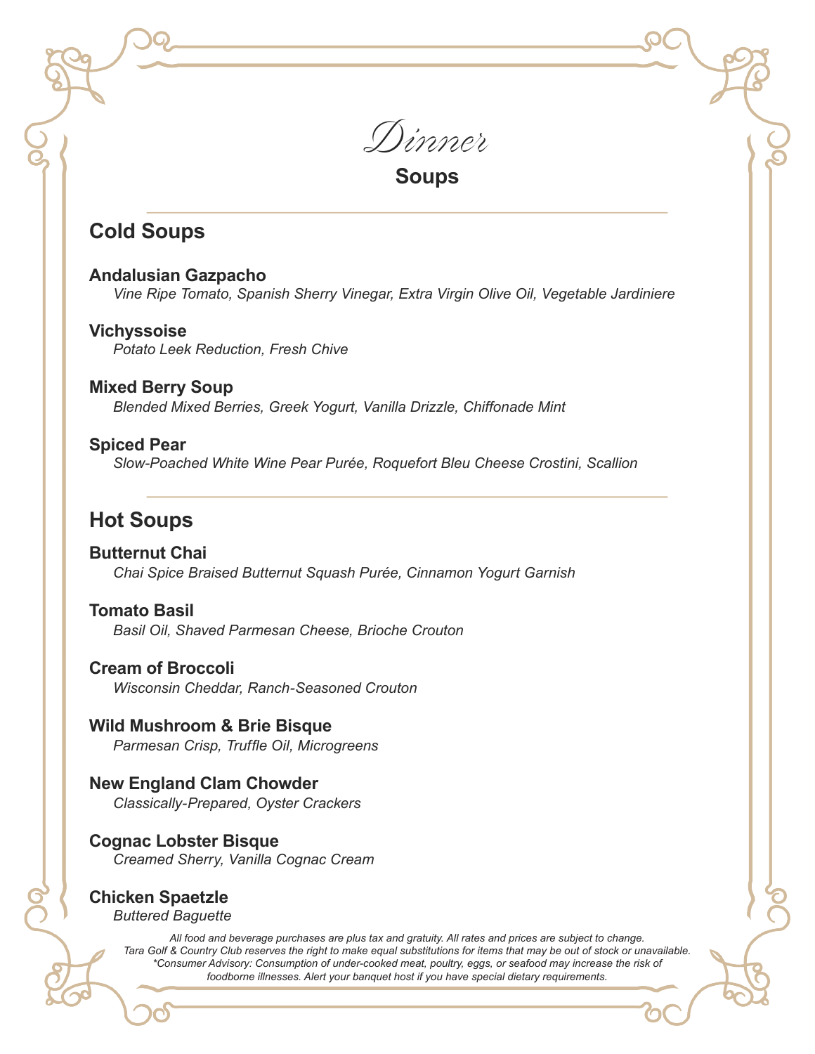# *Dinner*

## Soups

### Cold Soups

**Andalusian Gazpacho**
*Vine Ripe Tomato, Spanish Sherry Vinegar, Extra Virgin Olive Oil, Vegetable Jardiniere*

**Vichyssoise**
*Potato Leek Reduction, Fresh Chive*

**Mixed Berry Soup**
*Blended Mixed Berries, Greek Yogurt, Vanilla Drizzle, Chiffonade Mint*

**Spiced Pear**
*Slow-Poached White Wine Pear Purée, Roquefort Bleu Cheese Crostini, Scallion*

### Hot Soups

**Butternut Chai**
*Chai Spice Braised Butternut Squash Purée, Cinnamon Yogurt Garnish*

**Tomato Basil**
*Basil Oil, Shaved Parmesan Cheese, Brioche Crouton*

**Cream of Broccoli**
*Wisconsin Cheddar, Ranch-Seasoned Crouton*

**Wild Mushroom & Brie Bisque**
*Parmesan Crisp, Truffle Oil, Microgreens*

**New England Clam Chowder**
*Classically-Prepared, Oyster Crackers*

**Cognac Lobster Bisque**
*Creamed Sherry, Vanilla Cognac Cream*

**Chicken Spaetzle**
*Buttered Baguette*

*All food and beverage purchases are plus tax and gratuity. All rates and prices are subject to change. Tara Golf & Country Club reserves the right to make equal substitutions for items that may be out of stock or unavailable. *Consumer Advisory: Consumption of under-cooked meat, poultry, eggs, or seafood may increase the risk of foodborne illnesses. Alert your banquet host if you have special dietary requirements.*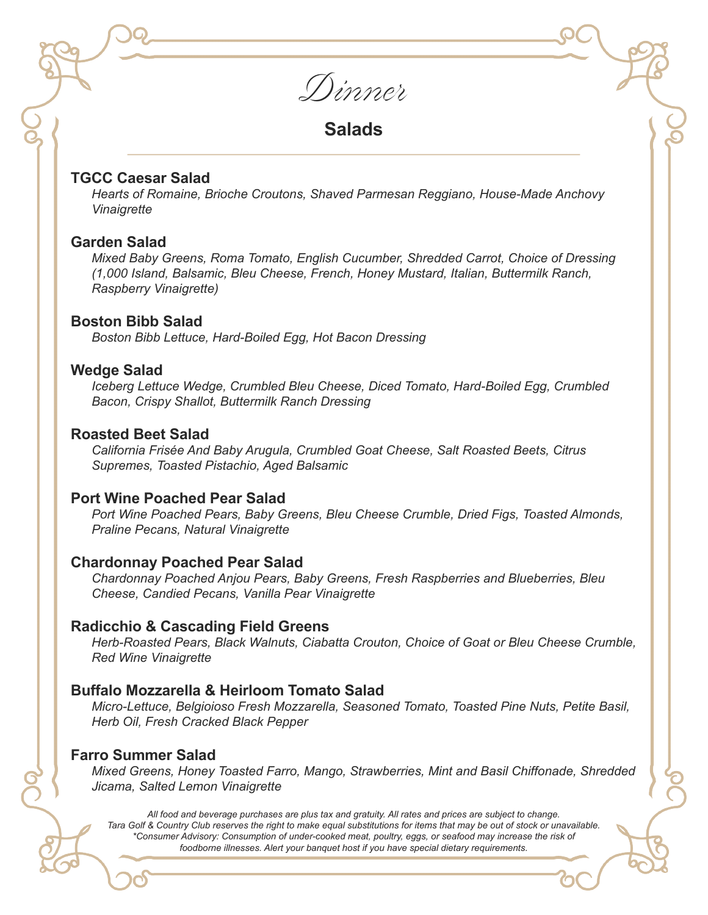# Dinner

## Salads

### TGCC Caesar Salad

*Hearts of Romaine, Brioche Croutons, Shaved Parmesan Reggiano, House-Made Anchovy Vinaigrette*

### Garden Salad

*Mixed Baby Greens, Roma Tomato, English Cucumber, Shredded Carrot, Choice of Dressing (1,000 Island, Balsamic, Bleu Cheese, French, Honey Mustard, Italian, Buttermilk Ranch, Raspberry Vinaigrette)*

### Boston Bibb Salad

*Boston Bibb Lettuce, Hard-Boiled Egg, Hot Bacon Dressing*

### Wedge Salad

*Iceberg Lettuce Wedge, Crumbled Bleu Cheese, Diced Tomato, Hard-Boiled Egg, Crumbled Bacon, Crispy Shallot, Buttermilk Ranch Dressing*

### Roasted Beet Salad

*California Frisée And Baby Arugula, Crumbled Goat Cheese, Salt Roasted Beets, Citrus Supremes, Toasted Pistachio, Aged Balsamic*

### Port Wine Poached Pear Salad

*Port Wine Poached Pears, Baby Greens, Bleu Cheese Crumble, Dried Figs, Toasted Almonds, Praline Pecans, Natural Vinaigrette*

### Chardonnay Poached Pear Salad

*Chardonnay Poached Anjou Pears, Baby Greens, Fresh Raspberries and Blueberries, Bleu Cheese, Candied Pecans, Vanilla Pear Vinaigrette*

### Radicchio & Cascading Field Greens

*Herb-Roasted Pears, Black Walnuts, Ciabatta Crouton, Choice of Goat or Bleu Cheese Crumble, Red Wine Vinaigrette*

### Buffalo Mozzarella & Heirloom Tomato Salad

*Micro-Lettuce, Belgioioso Fresh Mozzarella, Seasoned Tomato, Toasted Pine Nuts, Petite Basil, Herb Oil, Fresh Cracked Black Pepper*

### Farro Summer Salad

*Mixed Greens, Honey Toasted Farro, Mango, Strawberries, Mint and Basil Chiffonade, Shredded Jicama, Salted Lemon Vinaigrette*

*All food and beverage purchases are plus tax and gratuity. All rates and prices are subject to change. Tara Golf & Country Club reserves the right to make equal substitutions for items that may be out of stock or unavailable. \*Consumer Advisory: Consumption of under-cooked meat, poultry, eggs, or seafood may increase the risk of foodborne illnesses. Alert your banquet host if you have special dietary requirements.*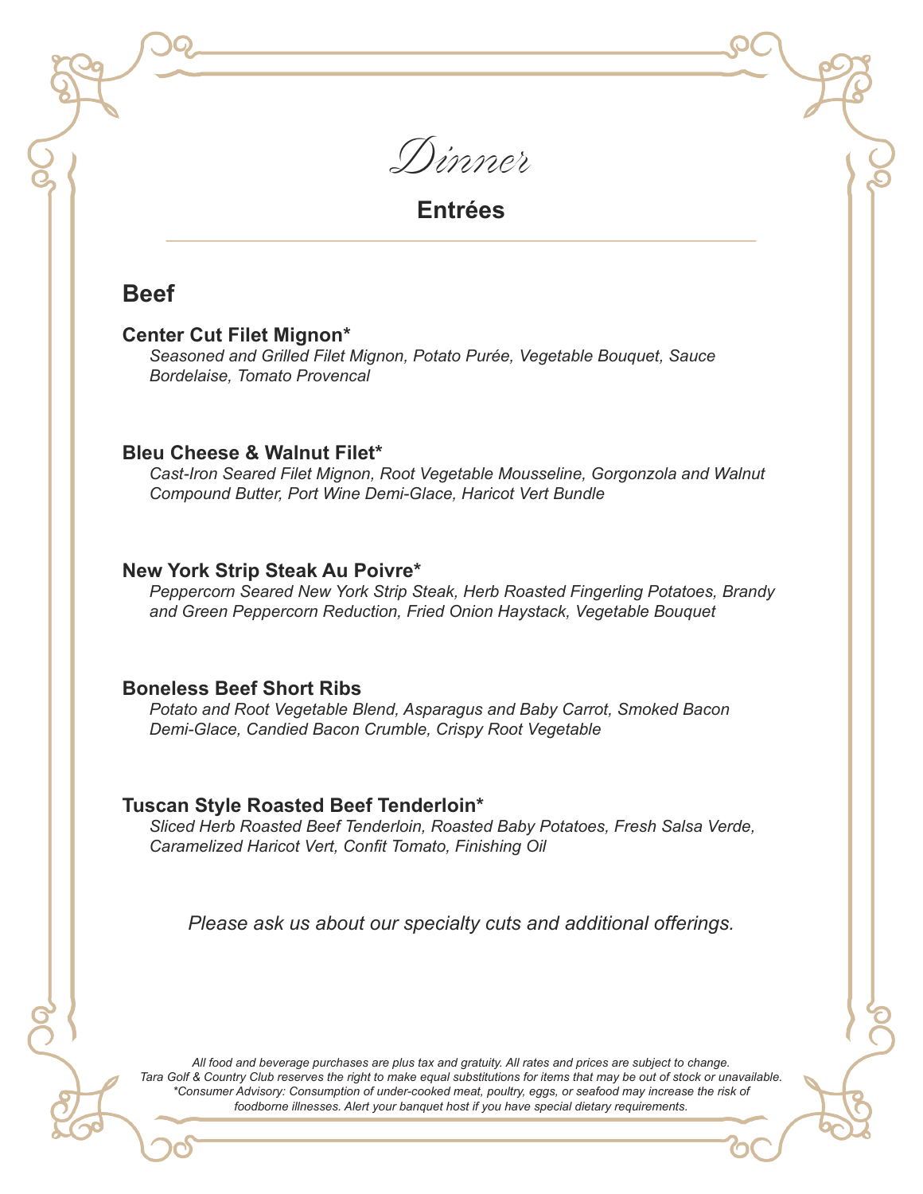# *Dinner*

## Entrées

### Beef

**Center Cut Filet Mignon***
*Seasoned and Grilled Filet Mignon, Potato Purée, Vegetable Bouquet, Sauce Bordelaise, Tomato Provencal*

**Bleu Cheese & Walnut Filet***
*Cast-Iron Seared Filet Mignon, Root Vegetable Mousseline, Gorgonzola and Walnut Compound Butter, Port Wine Demi-Glace, Haricot Vert Bundle*

**New York Strip Steak Au Poivre***
*Peppercorn Seared New York Strip Steak, Herb Roasted Fingerling Potatoes, Brandy and Green Peppercorn Reduction, Fried Onion Haystack, Vegetable Bouquet*

**Boneless Beef Short Ribs**
*Potato and Root Vegetable Blend, Asparagus and Baby Carrot, Smoked Bacon Demi-Glace, Candied Bacon Crumble, Crispy Root Vegetable*

**Tuscan Style Roasted Beef Tenderloin***
*Sliced Herb Roasted Beef Tenderloin, Roasted Baby Potatoes, Fresh Salsa Verde, Caramelized Haricot Vert, Confit Tomato, Finishing Oil*

*Please ask us about our specialty cuts and additional offerings.*

*All food and beverage purchases are plus tax and gratuity. All rates and prices are subject to change. Tara Golf & Country Club reserves the right to make equal substitutions for items that may be out of stock or unavailable. *Consumer Advisory: Consumption of under-cooked meat, poultry, eggs, or seafood may increase the risk of foodborne illnesses. Alert your banquet host if you have special dietary requirements.*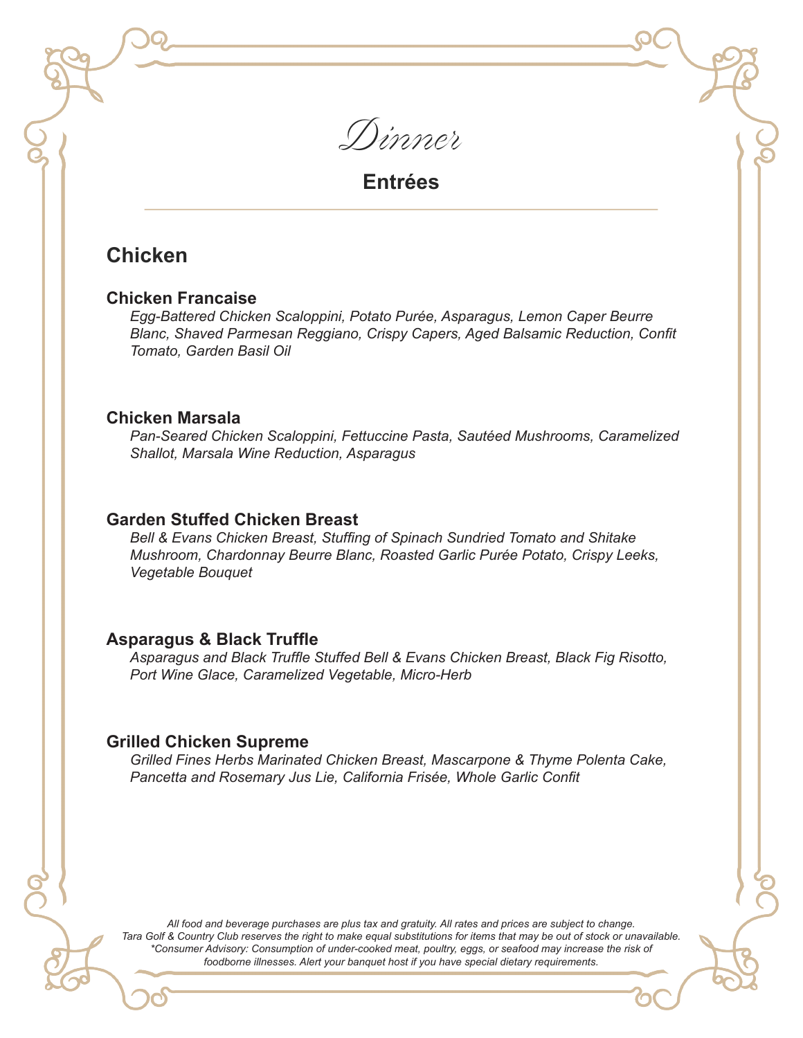# *Dinner*

## Entrées

### Chicken

**Chicken Francaise**

*Egg-Battered Chicken Scaloppini, Potato Purée, Asparagus, Lemon Caper Beurre Blanc, Shaved Parmesan Reggiano, Crispy Capers, Aged Balsamic Reduction, Confit Tomato, Garden Basil Oil*

**Chicken Marsala**

*Pan-Seared Chicken Scaloppini, Fettuccine Pasta, Sautéed Mushrooms, Caramelized Shallot, Marsala Wine Reduction, Asparagus*

**Garden Stuffed Chicken Breast**

*Bell & Evans Chicken Breast, Stuffing of Spinach Sundried Tomato and Shitake Mushroom, Chardonnay Beurre Blanc, Roasted Garlic Purée Potato, Crispy Leeks, Vegetable Bouquet*

**Asparagus & Black Truffle**

*Asparagus and Black Truffle Stuffed Bell & Evans Chicken Breast, Black Fig Risotto, Port Wine Glace, Caramelized Vegetable, Micro-Herb*

**Grilled Chicken Supreme**

*Grilled Fines Herbs Marinated Chicken Breast, Mascarpone & Thyme Polenta Cake, Pancetta and Rosemary Jus Lie, California Frisée, Whole Garlic Confit*

*All food and beverage purchases are plus tax and gratuity. All rates and prices are subject to change. Tara Golf & Country Club reserves the right to make equal substitutions for items that may be out of stock or unavailable. *Consumer Advisory: Consumption of under-cooked meat, poultry, eggs, or seafood may increase the risk of foodborne illnesses. Alert your banquet host if you have special dietary requirements.*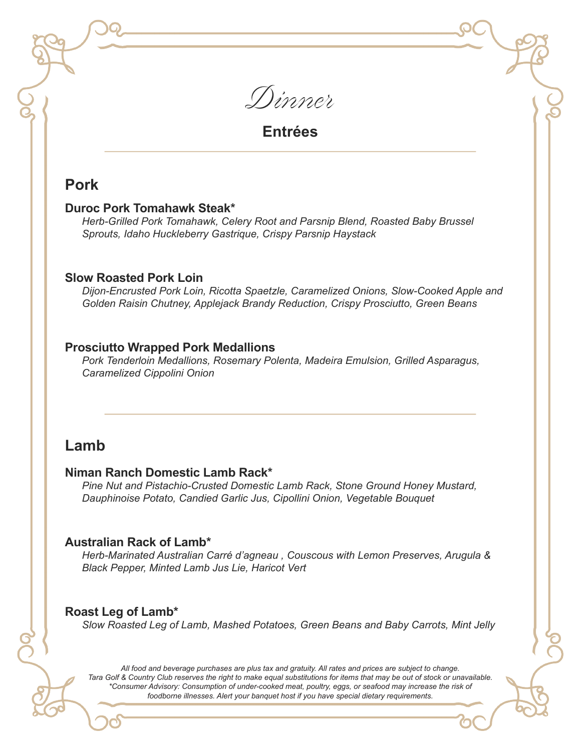# Dinner

## Entrées

### Pork

**Duroc Pork Tomahawk Steak***

*Herb-Grilled Pork Tomahawk, Celery Root and Parsnip Blend, Roasted Baby Brussel Sprouts, Idaho Huckleberry Gastrique, Crispy Parsnip Haystack*

**Slow Roasted Pork Loin**

*Dijon-Encrusted Pork Loin, Ricotta Spaetzle, Caramelized Onions, Slow-Cooked Apple and Golden Raisin Chutney, Applejack Brandy Reduction, Crispy Prosciutto, Green Beans*

**Prosciutto Wrapped Pork Medallions**

*Pork Tenderloin Medallions, Rosemary Polenta, Madeira Emulsion, Grilled Asparagus, Caramelized Cippolini Onion*

---

### Lamb

**Niman Ranch Domestic Lamb Rack***

*Pine Nut and Pistachio-Crusted Domestic Lamb Rack, Stone Ground Honey Mustard, Dauphinoise Potato, Candied Garlic Jus, Cipollini Onion, Vegetable Bouquet*

**Australian Rack of Lamb***

*Herb-Marinated Australian Carré d'agneau , Couscous with Lemon Preserves, Arugula & Black Pepper, Minted Lamb Jus Lie, Haricot Vert*

**Roast Leg of Lamb***

*Slow Roasted Leg of Lamb, Mashed Potatoes, Green Beans and Baby Carrots, Mint Jelly*

*All food and beverage purchases are plus tax and gratuity. All rates and prices are subject to change. Tara Golf & Country Club reserves the right to make equal substitutions for items that may be out of stock or unavailable. *Consumer Advisory: Consumption of under-cooked meat, poultry, eggs, or seafood may increase the risk of foodborne illnesses. Alert your banquet host if you have special dietary requirements.*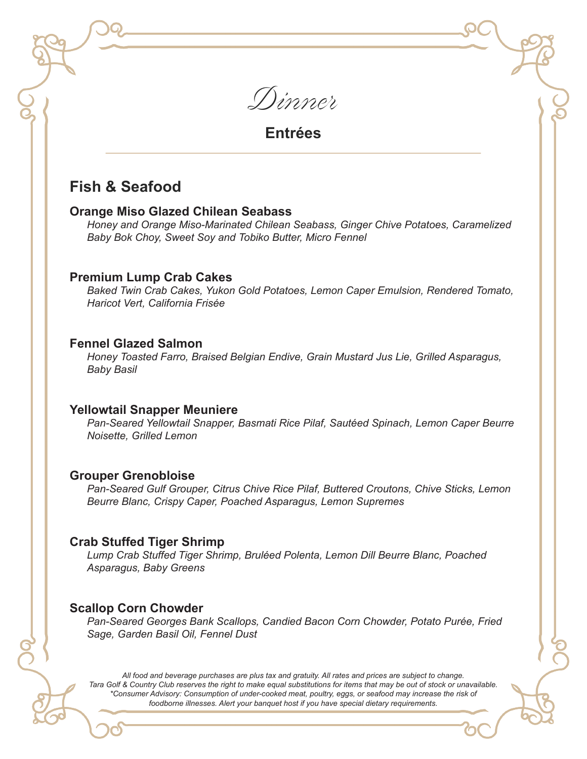# Dinner

## Entrées

### Fish & Seafood

**Orange Miso Glazed Chilean Seabass**
*Honey and Orange Miso-Marinated Chilean Seabass, Ginger Chive Potatoes, Caramelized Baby Bok Choy, Sweet Soy and Tobiko Butter, Micro Fennel*

**Premium Lump Crab Cakes**
*Baked Twin Crab Cakes, Yukon Gold Potatoes, Lemon Caper Emulsion, Rendered Tomato, Haricot Vert, California Frisée*

**Fennel Glazed Salmon**
*Honey Toasted Farro, Braised Belgian Endive, Grain Mustard Jus Lie, Grilled Asparagus, Baby Basil*

**Yellowtail Snapper Meuniere**
*Pan-Seared Yellowtail Snapper, Basmati Rice Pilaf, Sautéed Spinach, Lemon Caper Beurre Noisette, Grilled Lemon*

**Grouper Grenobloise**
*Pan-Seared Gulf Grouper, Citrus Chive Rice Pilaf, Buttered Croutons, Chive Sticks, Lemon Beurre Blanc, Crispy Caper, Poached Asparagus, Lemon Supremes*

**Crab Stuffed Tiger Shrimp**
*Lump Crab Stuffed Tiger Shrimp, Bruléed Polenta, Lemon Dill Beurre Blanc, Poached Asparagus, Baby Greens*

**Scallop Corn Chowder**
*Pan-Seared Georges Bank Scallops, Candied Bacon Corn Chowder, Potato Purée, Fried Sage, Garden Basil Oil, Fennel Dust*

*All food and beverage purchases are plus tax and gratuity. All rates and prices are subject to change.*
*Tara Golf & Country Club reserves the right to make equal substitutions for items that may be out of stock or unavailable.*
*\*Consumer Advisory: Consumption of under-cooked meat, poultry, eggs, or seafood may increase the risk of foodborne illnesses. Alert your banquet host if you have special dietary requirements.*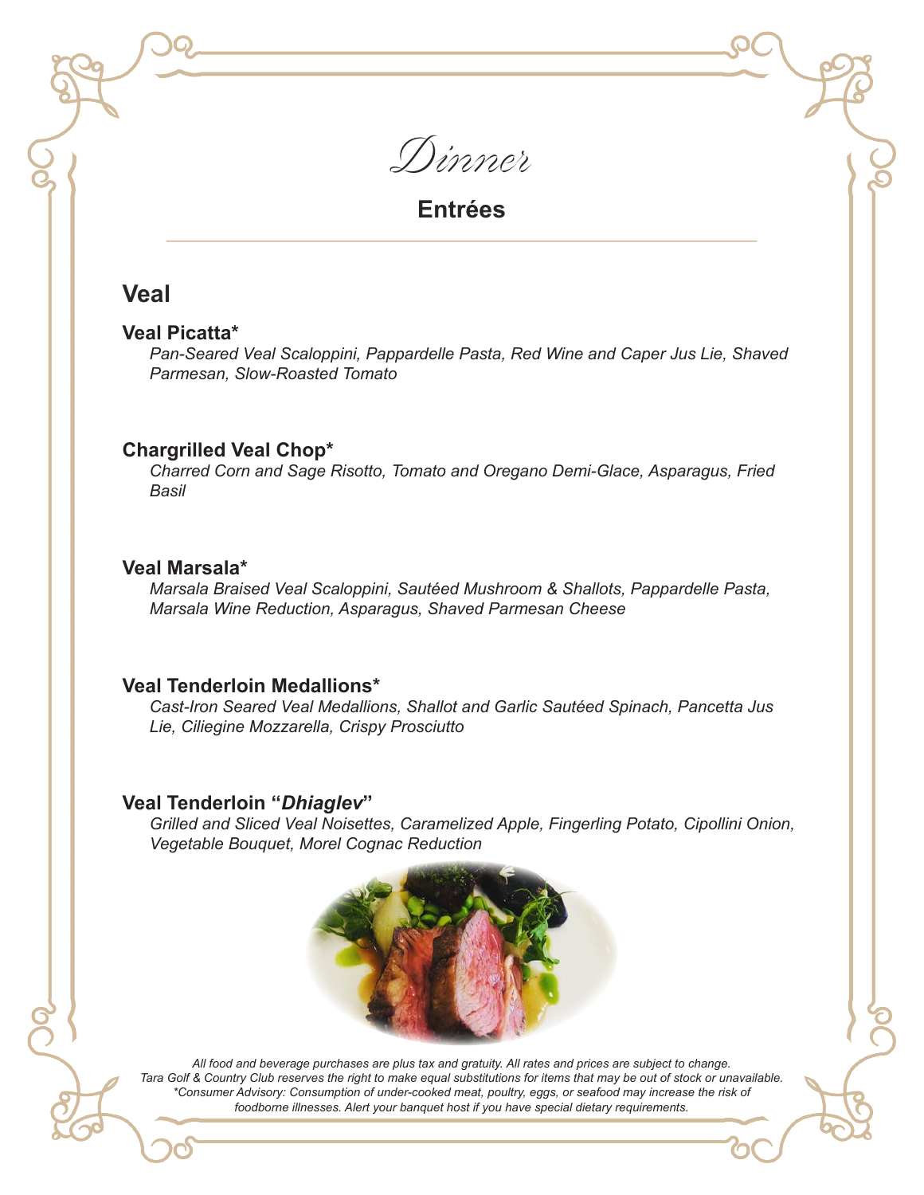# *Dinner*

## Entrées

### Veal

**Veal Picatta***

*Pan-Seared Veal Scaloppini, Pappardelle Pasta, Red Wine and Caper Jus Lie, Shaved Parmesan, Slow-Roasted Tomato*

**Chargrilled Veal Chop***

*Charred Corn and Sage Risotto, Tomato and Oregano Demi-Glace, Asparagus, Fried Basil*

**Veal Marsala***

*Marsala Braised Veal Scaloppini, Sautéed Mushroom & Shallots, Pappardelle Pasta, Marsala Wine Reduction, Asparagus, Shaved Parmesan Cheese*

**Veal Tenderloin Medallions***

*Cast-Iron Seared Veal Medallions, Shallot and Garlic Sautéed Spinach, Pancetta Jus Lie, Ciliegine Mozzarella, Crispy Prosciutto*

**Veal Tenderloin "*Dhiaglev*"**

*Grilled and Sliced Veal Noisettes, Caramelized Apple, Fingerling Potato, Cipollini Onion, Vegetable Bouquet, Morel Cognac Reduction*

*All food and beverage purchases are plus tax and gratuity. All rates and prices are subject to change. Tara Golf & Country Club reserves the right to make equal substitutions for items that may be out of stock or unavailable. *Consumer Advisory: Consumption of under-cooked meat, poultry, eggs, or seafood may increase the risk of foodborne illnesses. Alert your banquet host if you have special dietary requirements.*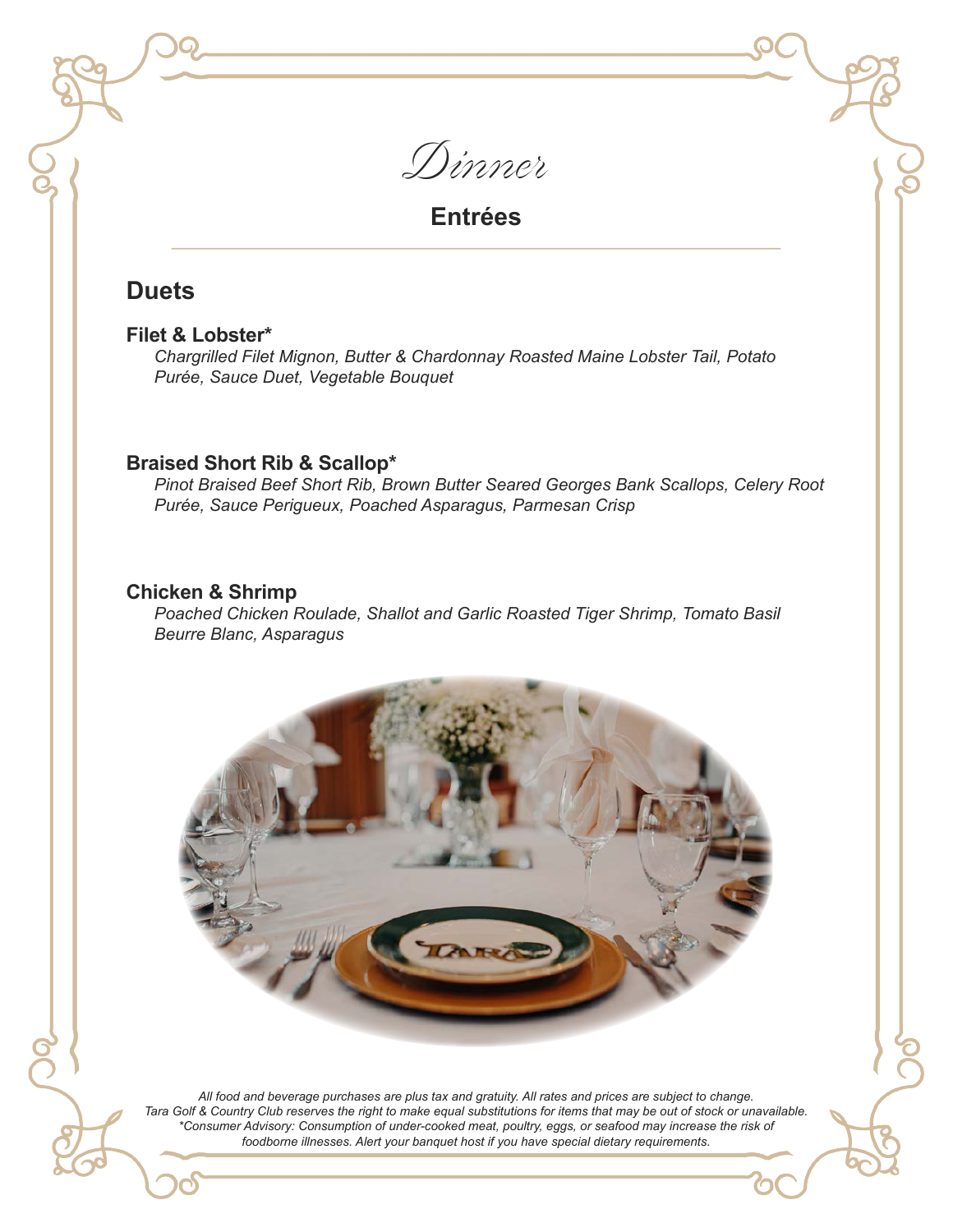# Dinner

## Entrées

## Duets

### Filet & Lobster*

*Chargrilled Filet Mignon, Butter & Chardonnay Roasted Maine Lobster Tail, Potato Purée, Sauce Duet, Vegetable Bouquet*

### Braised Short Rib & Scallop*

*Pinot Braised Beef Short Rib, Brown Butter Seared Georges Bank Scallops, Celery Root Purée, Sauce Perigueux, Poached Asparagus, Parmesan Crisp*

### Chicken & Shrimp

*Poached Chicken Roulade, Shallot and Garlic Roasted Tiger Shrimp, Tomato Basil Beurre Blanc, Asparagus*

*All food and beverage purchases are plus tax and gratuity. All rates and prices are subject to change. Tara Golf & Country Club reserves the right to make equal substitutions for items that may be out of stock or unavailable. *Consumer Advisory: Consumption of under-cooked meat, poultry, eggs, or seafood may increase the risk of foodborne illnesses. Alert your banquet host if you have special dietary requirements.*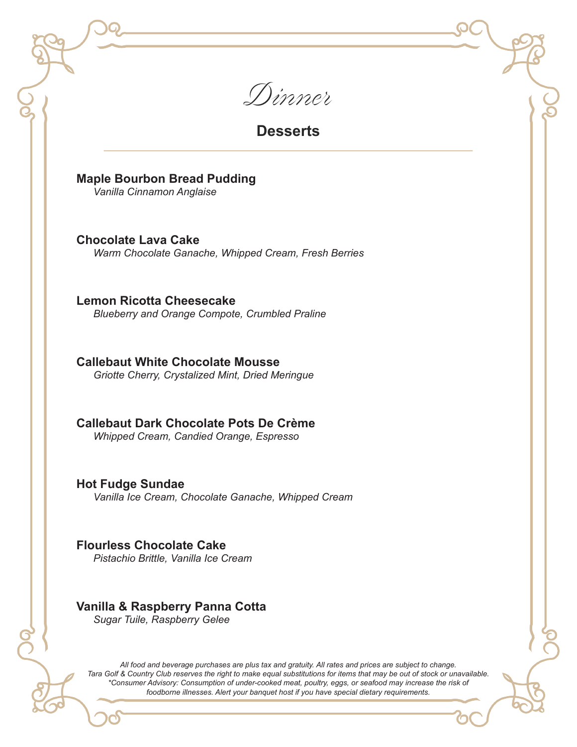# Dinner

## Desserts

**Maple Bourbon Bread Pudding**
*Vanilla Cinnamon Anglaise*

**Chocolate Lava Cake**
*Warm Chocolate Ganache, Whipped Cream, Fresh Berries*

**Lemon Ricotta Cheesecake**
*Blueberry and Orange Compote, Crumbled Praline*

**Callebaut White Chocolate Mousse**
*Griotte Cherry, Crystalized Mint, Dried Meringue*

**Callebaut Dark Chocolate Pots De Crème**
*Whipped Cream, Candied Orange, Espresso*

**Hot Fudge Sundae**
*Vanilla Ice Cream, Chocolate Ganache, Whipped Cream*

**Flourless Chocolate Cake**
*Pistachio Brittle, Vanilla Ice Cream*

**Vanilla & Raspberry Panna Cotta**
*Sugar Tuile, Raspberry Gelee*

*All food and beverage purchases are plus tax and gratuity. All rates and prices are subject to change. Tara Golf & Country Club reserves the right to make equal substitutions for items that may be out of stock or unavailable. *Consumer Advisory: Consumption of under-cooked meat, poultry, eggs, or seafood may increase the risk of foodborne illnesses. Alert your banquet host if you have special dietary requirements.*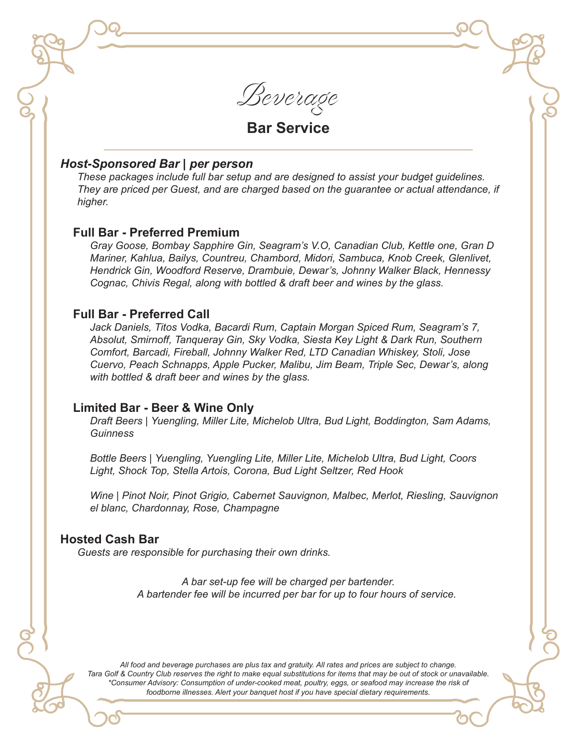# *Beverage*

## Bar Service

### *Host-Sponsored Bar | per person*

*These packages include full bar setup and are designed to assist your budget guidelines. They are priced per Guest, and are charged based on the guarantee or actual attendance, if higher.*

#### Full Bar - Preferred Premium

*Gray Goose, Bombay Sapphire Gin, Seagram's V.O, Canadian Club, Kettle one, Gran D Mariner, Kahlua, Bailys, Countreu, Chambord, Midori, Sambuca, Knob Creek, Glenlivet, Hendrick Gin, Woodford Reserve, Drambuie, Dewar's, Johnny Walker Black, Hennessy Cognac, Chivis Regal, along with bottled & draft beer and wines by the glass.*

#### Full Bar - Preferred Call

*Jack Daniels, Titos Vodka, Bacardi Rum, Captain Morgan Spiced Rum, Seagram's 7, Absolut, Smirnoff, Tanqueray Gin, Sky Vodka, Siesta Key Light & Dark Run, Southern Comfort, Barcadi, Fireball, Johnny Walker Red, LTD Canadian Whiskey, Stoli, Jose Cuervo, Peach Schnapps, Apple Pucker, Malibu, Jim Beam, Triple Sec, Dewar's, along with bottled & draft beer and wines by the glass.*

#### Limited Bar - Beer & Wine Only

*Draft Beers | Yuengling, Miller Lite, Michelob Ultra, Bud Light, Boddington, Sam Adams, Guinness*

*Bottle Beers | Yuengling, Yuengling Lite, Miller Lite, Michelob Ultra, Bud Light, Coors Light, Shock Top, Stella Artois, Corona, Bud Light Seltzer, Red Hook*

*Wine | Pinot Noir, Pinot Grigio, Cabernet Sauvignon, Malbec, Merlot, Riesling, Sauvignon el blanc, Chardonnay, Rose, Champagne*

### Hosted Cash Bar

*Guests are responsible for purchasing their own drinks.*

*A bar set-up fee will be charged per bartender.*
*A bartender fee will be incurred per bar for up to four hours of service.*

*All food and beverage purchases are plus tax and gratuity. All rates and prices are subject to change. Tara Golf & Country Club reserves the right to make equal substitutions for items that may be out of stock or unavailable. \*Consumer Advisory: Consumption of under-cooked meat, poultry, eggs, or seafood may increase the risk of foodborne illnesses. Alert your banquet host if you have special dietary requirements.*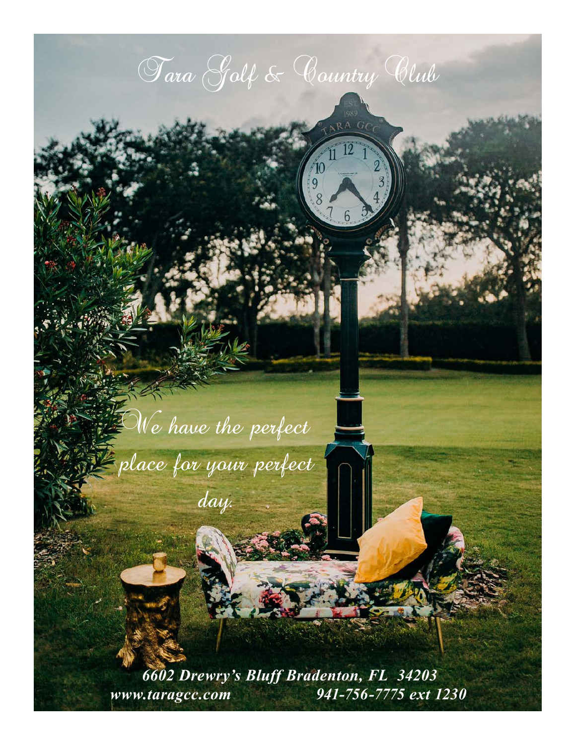# Tara Golf & Country Club

*We have the perfect place for your perfect day.*

***6602 Drewry's Bluff Bradenton, FL 34203***

***www.taragcc.com 941-756-7775 ext 1230***